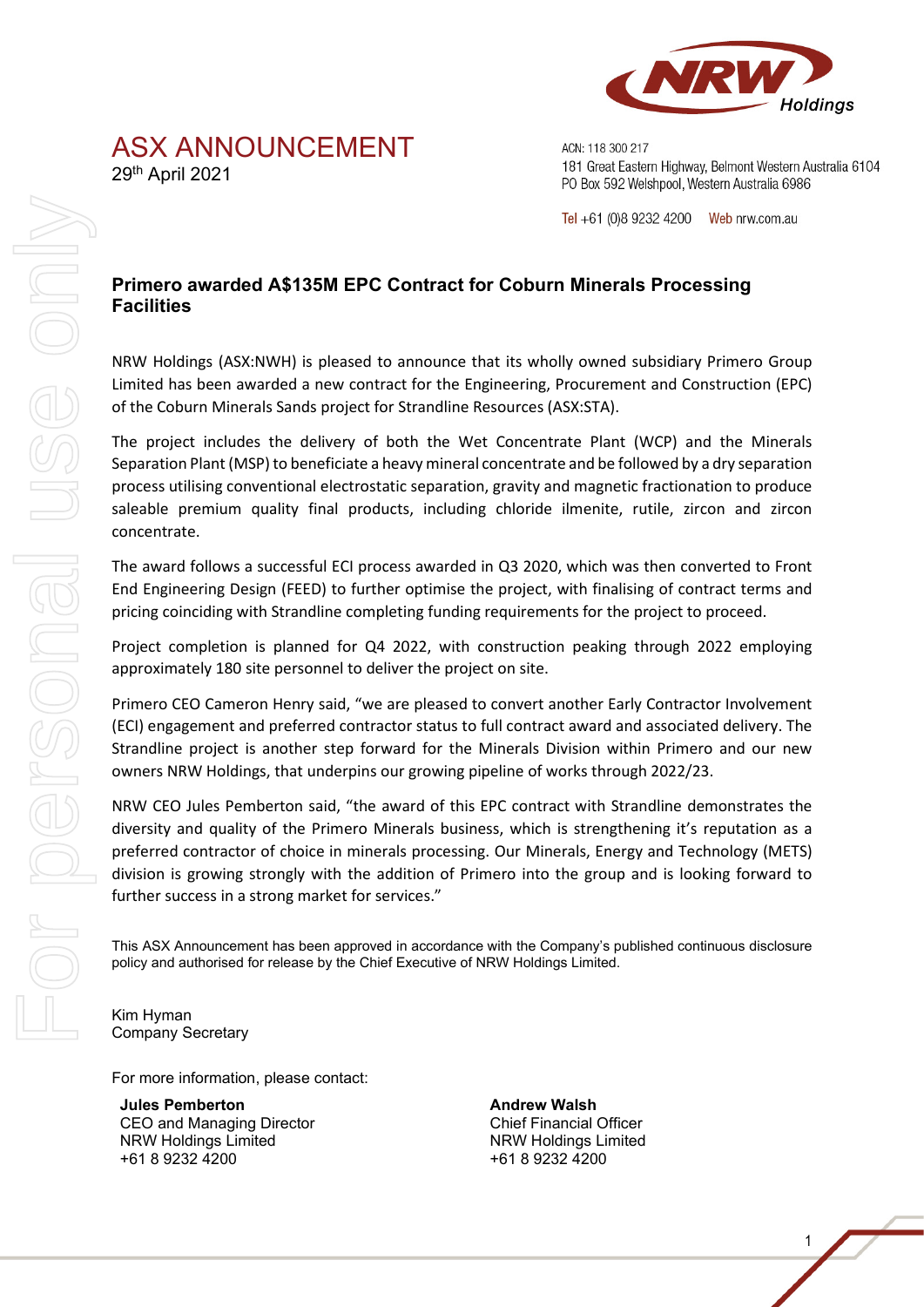# ASX ANNOUNCEMENT

29th April 2021

ACN: 118 300 217
181 Great Eastern Highway, Belmont Western Australia 6104
PO Box 592 Welshpool, Western Australia 6986

Tel +61 (0)8 9232 4200 Web nrw.com.au

## Primero awarded A$135M EPC Contract for Coburn Minerals Processing Facilities

NRW Holdings (ASX:NWH) is pleased to announce that its wholly owned subsidiary Primero Group Limited has been awarded a new contract for the Engineering, Procurement and Construction (EPC) of the Coburn Minerals Sands project for Strandline Resources (ASX:STA).

The project includes the delivery of both the Wet Concentrate Plant (WCP) and the Minerals Separation Plant (MSP) to beneficiate a heavy mineral concentrate and be followed by a dry separation process utilising conventional electrostatic separation, gravity and magnetic fractionation to produce saleable premium quality final products, including chloride ilmenite, rutile, zircon and zircon concentrate.

The award follows a successful ECI process awarded in Q3 2020, which was then converted to Front End Engineering Design (FEED) to further optimise the project, with finalising of contract terms and pricing coinciding with Strandline completing funding requirements for the project to proceed.

Project completion is planned for Q4 2022, with construction peaking through 2022 employing approximately 180 site personnel to deliver the project on site.

Primero CEO Cameron Henry said, "we are pleased to convert another Early Contractor Involvement (ECI) engagement and preferred contractor status to full contract award and associated delivery. The Strandline project is another step forward for the Minerals Division within Primero and our new owners NRW Holdings, that underpins our growing pipeline of works through 2022/23.

NRW CEO Jules Pemberton said, "the award of this EPC contract with Strandline demonstrates the diversity and quality of the Primero Minerals business, which is strengthening it's reputation as a preferred contractor of choice in minerals processing. Our Minerals, Energy and Technology (METS) division is growing strongly with the addition of Primero into the group and is looking forward to further success in a strong market for services."

This ASX Announcement has been approved in accordance with the Company's published continuous disclosure policy and authorised for release by the Chief Executive of NRW Holdings Limited.

Kim Hyman
Company Secretary

For more information, please contact:

**Jules Pemberton**
CEO and Managing Director
NRW Holdings Limited
+61 8 9232 4200

**Andrew Walsh**
Chief Financial Officer
NRW Holdings Limited
+61 8 9232 4200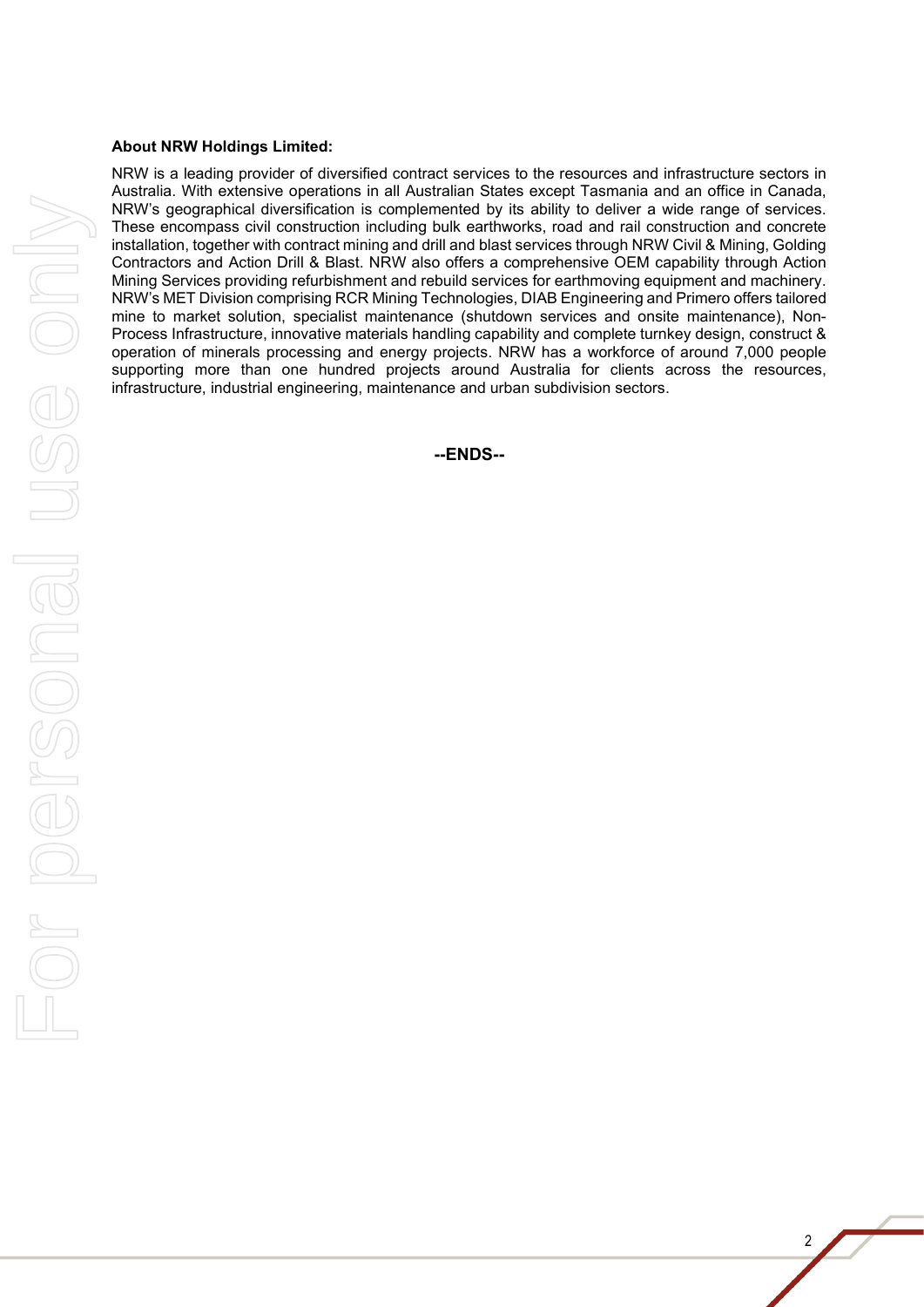**About NRW Holdings Limited:**

NRW is a leading provider of diversified contract services to the resources and infrastructure sectors in Australia. With extensive operations in all Australian States except Tasmania and an office in Canada, NRW's geographical diversification is complemented by its ability to deliver a wide range of services. These encompass civil construction including bulk earthworks, road and rail construction and concrete installation, together with contract mining and drill and blast services through NRW Civil & Mining, Golding Contractors and Action Drill & Blast. NRW also offers a comprehensive OEM capability through Action Mining Services providing refurbishment and rebuild services for earthmoving equipment and machinery. NRW's MET Division comprising RCR Mining Technologies, DIAB Engineering and Primero offers tailored mine to market solution, specialist maintenance (shutdown services and onsite maintenance), Non-Process Infrastructure, innovative materials handling capability and complete turnkey design, construct & operation of minerals processing and energy projects. NRW has a workforce of around 7,000 people supporting more than one hundred projects around Australia for clients across the resources, infrastructure, industrial engineering, maintenance and urban subdivision sectors.

**--ENDS--**